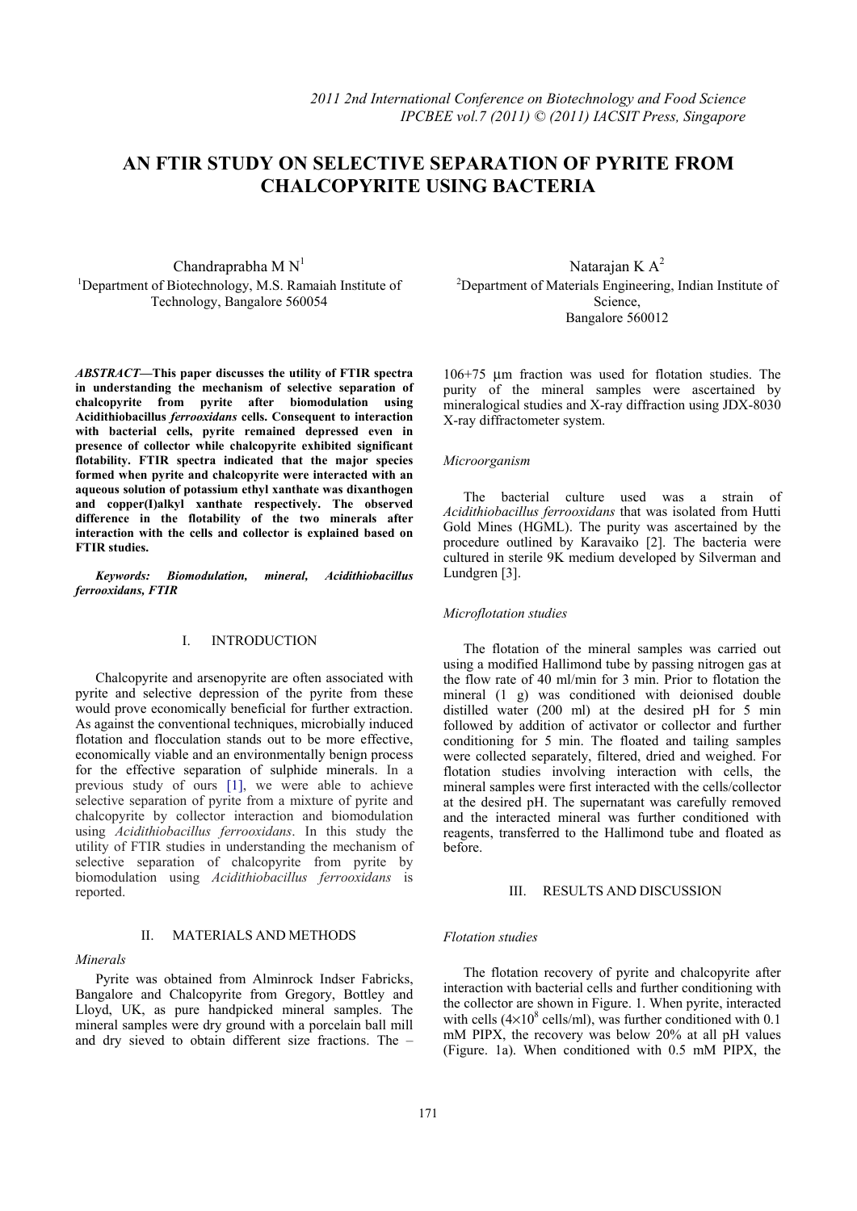# AN FTIR STUDY ON SELECTIVE SEPARATION OF PYRITE FROM CHALCOPYRITE USING BACTERIA

Chandraprabha M N[1]
[1]Department of Biotechnology, M.S. Ramaiah Institute of Technology, Bangalore 560054

Natarajan K A[2]
[2]Department of Materials Engineering, Indian Institute of Science, Bangalore 560012

***ABSTRACT*—This paper discusses the utility of FTIR spectra in understanding the mechanism of selective separation of chalcopyrite from pyrite after biomodulation using Acidithiobacillus *ferrooxidans* cells. Consequent to interaction with bacterial cells, pyrite remained depressed even in presence of collector while chalcopyrite exhibited significant flotability. FTIR spectra indicated that the major species formed when pyrite and chalcopyrite were interacted with an aqueous solution of potassium ethyl xanthate was dixanthogen and copper(I)alkyl xanthate respectively. The observed difference in the flotability of the two minerals after interaction with the cells and collector is explained based on FTIR studies.**

***Keywords: Biomodulation, mineral, Acidithiobacillus ferrooxidans, FTIR***

## I. INTRODUCTION

Chalcopyrite and arsenopyrite are often associated with pyrite and selective depression of the pyrite from these would prove economically beneficial for further extraction. As against the conventional techniques, microbially induced flotation and flocculation stands out to be more effective, economically viable and an environmentally benign process for the effective separation of sulphide minerals. In a previous study of ours [1], we were able to achieve selective separation of pyrite from a mixture of pyrite and chalcopyrite by collector interaction and biomodulation using *Acidithiobacillus ferrooxidans*. In this study the utility of FTIR studies in understanding the mechanism of selective separation of chalcopyrite from pyrite by biomodulation using *Acidithiobacillus ferrooxidans* is reported.

## II. MATERIALS AND METHODS

### *Minerals*

Pyrite was obtained from Alminrock Indser Fabricks, Bangalore and Chalcopyrite from Gregory, Bottley and Lloyd, UK, as pure handpicked mineral samples. The mineral samples were dry ground with a porcelain ball mill and dry sieved to obtain different size fractions. The –106+75 μm fraction was used for flotation studies. The purity of the mineral samples were ascertained by mineralogical studies and X-ray diffraction using JDX-8030 X-ray diffractometer system.

### *Microorganism*

The bacterial culture used was a strain of *Acidithiobacillus ferrooxidans* that was isolated from Hutti Gold Mines (HGML). The purity was ascertained by the procedure outlined by Karavaiko [2]. The bacteria were cultured in sterile 9K medium developed by Silverman and Lundgren [3].

### *Microflotation studies*

The flotation of the mineral samples was carried out using a modified Hallimond tube by passing nitrogen gas at the flow rate of 40 ml/min for 3 min. Prior to flotation the mineral (1 g) was conditioned with deionised double distilled water (200 ml) at the desired pH for 5 min followed by addition of activator or collector and further conditioning for 5 min. The floated and tailing samples were collected separately, filtered, dried and weighed. For flotation studies involving interaction with cells, the mineral samples were first interacted with the cells/collector at the desired pH. The supernatant was carefully removed and the interacted mineral was further conditioned with reagents, transferred to the Hallimond tube and floated as before.

## III. RESULTS AND DISCUSSION

### *Flotation studies*

The flotation recovery of pyrite and chalcopyrite after interaction with bacterial cells and further conditioning with the collector are shown in Figure. 1. When pyrite, interacted with cells ($4\times10^8$ cells/ml), was further conditioned with 0.1 mM PIPX, the recovery was below 20% at all pH values (Figure. 1a). When conditioned with 0.5 mM PIPX, the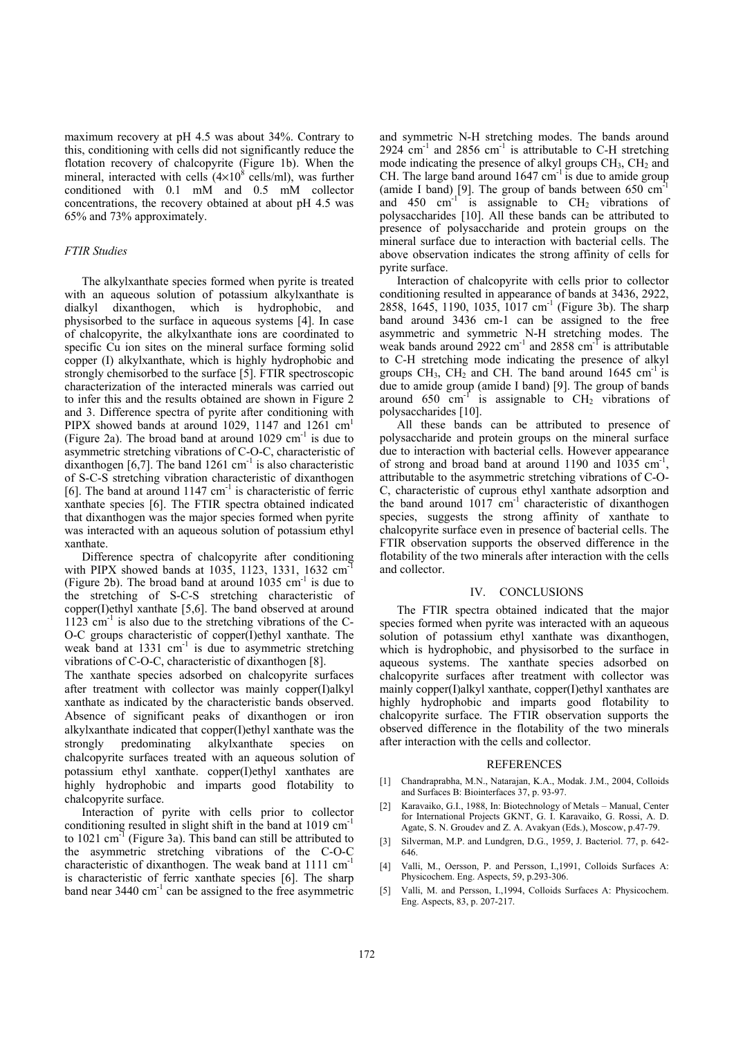maximum recovery at pH 4.5 was about 34%. Contrary to this, conditioning with cells did not significantly reduce the flotation recovery of chalcopyrite (Figure 1b). When the mineral, interacted with cells ($4\times10^8$ cells/ml), was further conditioned with 0.1 mM and 0.5 mM collector concentrations, the recovery obtained at about pH 4.5 was 65% and 73% approximately.

### *FTIR Studies*

The alkylxanthate species formed when pyrite is treated with an aqueous solution of potassium alkylxanthate is dialkyl dixanthogen, which is hydrophobic, and physisorbed to the surface in aqueous systems [4]. In case of chalcopyrite, the alkylxanthate ions are coordinated to specific Cu ion sites on the mineral surface forming solid copper (I) alkylxanthate, which is highly hydrophobic and strongly chemisorbed to the surface [5]. FTIR spectroscopic characterization of the interacted minerals was carried out to infer this and the results obtained are shown in Figure 2 and 3. Difference spectra of pyrite after conditioning with PIPX showed bands at around 1029, 1147 and 1261 $cm^1$ (Figure 2a). The broad band at around 1029 $cm^{-1}$ is due to asymmetric stretching vibrations of C-O-C, characteristic of dixanthogen [6,7]. The band 1261 $cm^{-1}$ is also characteristic of S-C-S stretching vibration characteristic of dixanthogen [6]. The band at around 1147 $cm^{-1}$ is characteristic of ferric xanthate species [6]. The FTIR spectra obtained indicated that dixanthogen was the major species formed when pyrite was interacted with an aqueous solution of potassium ethyl xanthate.

Difference spectra of chalcopyrite after conditioning with PIPX showed bands at 1035, 1123, 1331, 1632 $cm^{-1}$ (Figure 2b). The broad band at around 1035 $cm^{-1}$ is due to the stretching of S-C-S stretching characteristic of copper(I)ethyl xanthate [5,6]. The band observed at around 1123 $cm^{-1}$ is also due to the stretching vibrations of the C-O-C groups characteristic of copper(I)ethyl xanthate. The weak band at 1331 $cm^{-1}$ is due to asymmetric stretching vibrations of C-O-C, characteristic of dixanthogen [8].

The xanthate species adsorbed on chalcopyrite surfaces after treatment with collector was mainly copper(I)alkyl xanthate as indicated by the characteristic bands observed. Absence of significant peaks of dixanthogen or iron alkylxanthate indicated that copper(I)ethyl xanthate was the strongly predominating alkylxanthate species on chalcopyrite surfaces treated with an aqueous solution of potassium ethyl xanthate. copper(I)ethyl xanthates are highly hydrophobic and imparts good flotability to chalcopyrite surface.

Interaction of pyrite with cells prior to collector conditioning resulted in slight shift in the band at 1019 $cm^{-1}$ to 1021 $cm^{-1}$ (Figure 3a). This band can still be attributed to the asymmetric stretching vibrations of the C-O-C characteristic of dixanthogen. The weak band at 1111 $cm^{-1}$ is characteristic of ferric xanthate species [6]. The sharp band near 3440 $cm^{-1}$ can be assigned to the free asymmetric and symmetric N-H stretching modes. The bands around 2924 $cm^{-1}$ and 2856 $cm^{-1}$ is attributable to C-H stretching mode indicating the presence of alkyl groups $CH_3$, $CH_2$ and CH. The large band around 1647 $cm^{-1}$ is due to amide group (amide I band) [9]. The group of bands between 650 $cm^{-1}$ and 450 $cm^{-1}$ is assignable to $CH_2$ vibrations of polysaccharides [10]. All these bands can be attributed to presence of polysaccharide and protein groups on the mineral surface due to interaction with bacterial cells. The above observation indicates the strong affinity of cells for pyrite surface.

Interaction of chalcopyrite with cells prior to collector conditioning resulted in appearance of bands at 3436, 2922, 2858, 1645, 1190, 1035, 1017 $cm^{-1}$ (Figure 3b). The sharp band around 3436 cm-1 can be assigned to the free asymmetric and symmetric N-H stretching modes. The weak bands around 2922 $cm^{-1}$ and 2858 $cm^{-1}$ is attributable to C-H stretching mode indicating the presence of alkyl groups $CH_3$, $CH_2$ and CH. The band around 1645 $cm^{-1}$ is due to amide group (amide I band) [9]. The group of bands around 650 $cm^{-1}$ is assignable to $CH_2$ vibrations of polysaccharides [10].

All these bands can be attributed to presence of polysaccharide and protein groups on the mineral surface due to interaction with bacterial cells. However appearance of strong and broad band at around 1190 and 1035 $cm^{-1}$, attributable to the asymmetric stretching vibrations of C-O-C, characteristic of cuprous ethyl xanthate adsorption and the band around 1017 $cm^{-1}$ characteristic of dixanthogen species, suggests the strong affinity of xanthate to chalcopyrite surface even in presence of bacterial cells. The FTIR observation supports the observed difference in the flotability of the two minerals after interaction with the cells and collector.

## IV. CONCLUSIONS

The FTIR spectra obtained indicated that the major species formed when pyrite was interacted with an aqueous solution of potassium ethyl xanthate was dixanthogen, which is hydrophobic, and physisorbed to the surface in aqueous systems. The xanthate species adsorbed on chalcopyrite surfaces after treatment with collector was mainly copper(I)alkyl xanthate, copper(I)ethyl xanthates are highly hydrophobic and imparts good flotability to chalcopyrite surface. The FTIR observation supports the observed difference in the flotability of the two minerals after interaction with the cells and collector.

## REFERENCES

[1] Chandraprabha, M.N., Natarajan, K.A., Modak. J.M., 2004, Colloids and Surfaces B: Biointerfaces 37, p. 93-97.

[2] Karavaiko, G.I., 1988, In: Biotechnology of Metals – Manual, Center for International Projects GKNT, G. I. Karavaiko, G. Rossi, A. D. Agate, S. N. Groudev and Z. A. Avakyan (Eds.), Moscow, p.47-79.

[3] Silverman, M.P. and Lundgren, D.G., 1959, J. Bacteriol. 77, p. 642-646.

[4] Valli, M., Oersson, P. and Persson, I.,1991, Colloids Surfaces A: Physicochem. Eng. Aspects, 59, p.293-306.

[5] Valli, M. and Persson, I.,1994, Colloids Surfaces A: Physicochem. Eng. Aspects, 83, p. 207-217.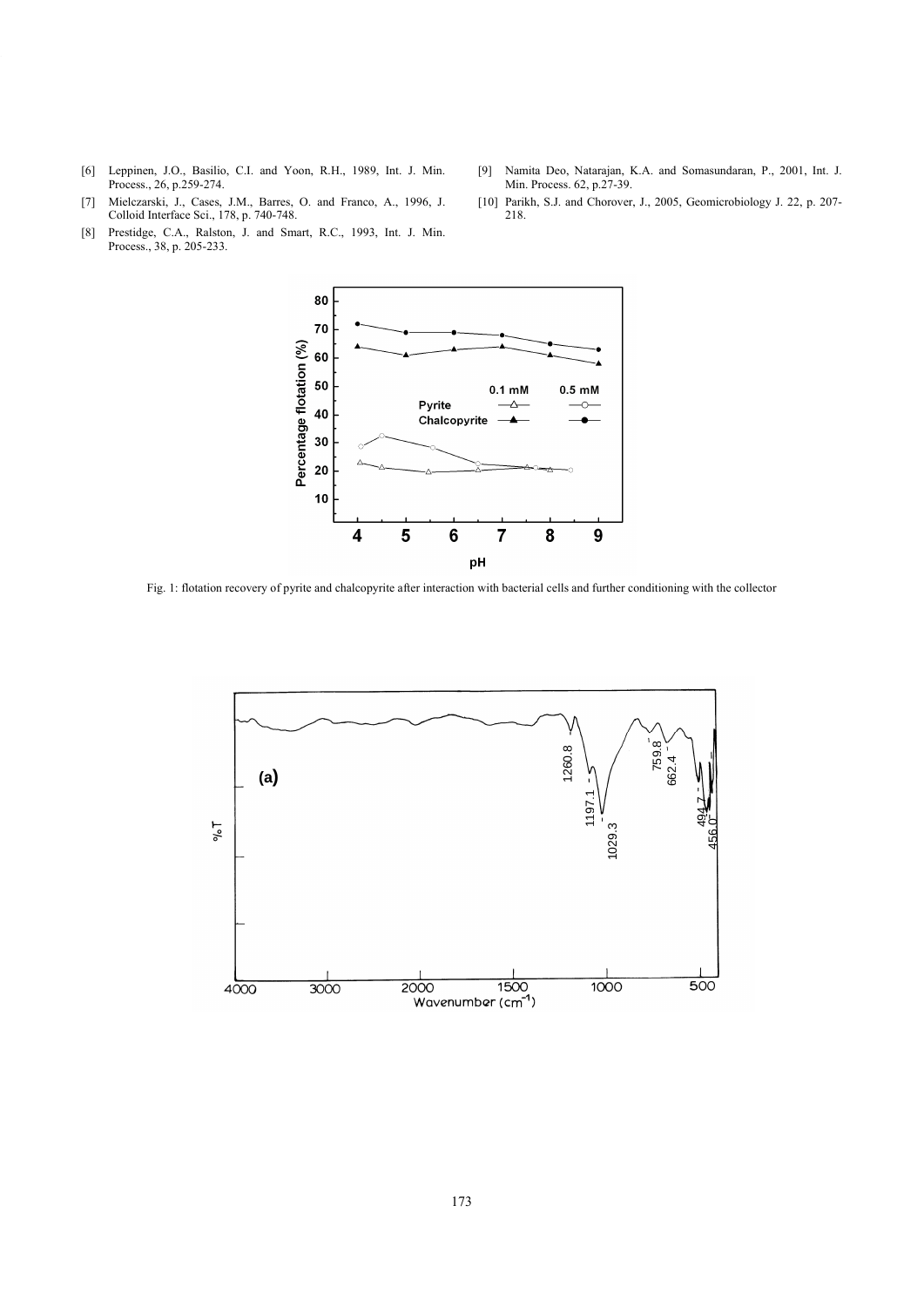[6] Leppinen, J.O., Basilio, C.I. and Yoon, R.H., 1989, Int. J. Min. Process., 26, p.259-274.

[7] Mielczarski, J., Cases, J.M., Barres, O. and Franco, A., 1996, J. Colloid Interface Sci., 178, p. 740-748.

[8] Prestidge, C.A., Ralston, J. and Smart, R.C., 1993, Int. J. Min. Process., 38, p. 205-233.

[9] Namita Deo, Natarajan, K.A. and Somasundaran, P., 2001, Int. J. Min. Process. 62, p.27-39.

[10] Parikh, S.J. and Chorover, J., 2005, Geomicrobiology J. 22, p. 207-218.

Fig. 1: flotation recovery of pyrite and chalcopyrite after interaction with bacterial cells and further conditioning with the collector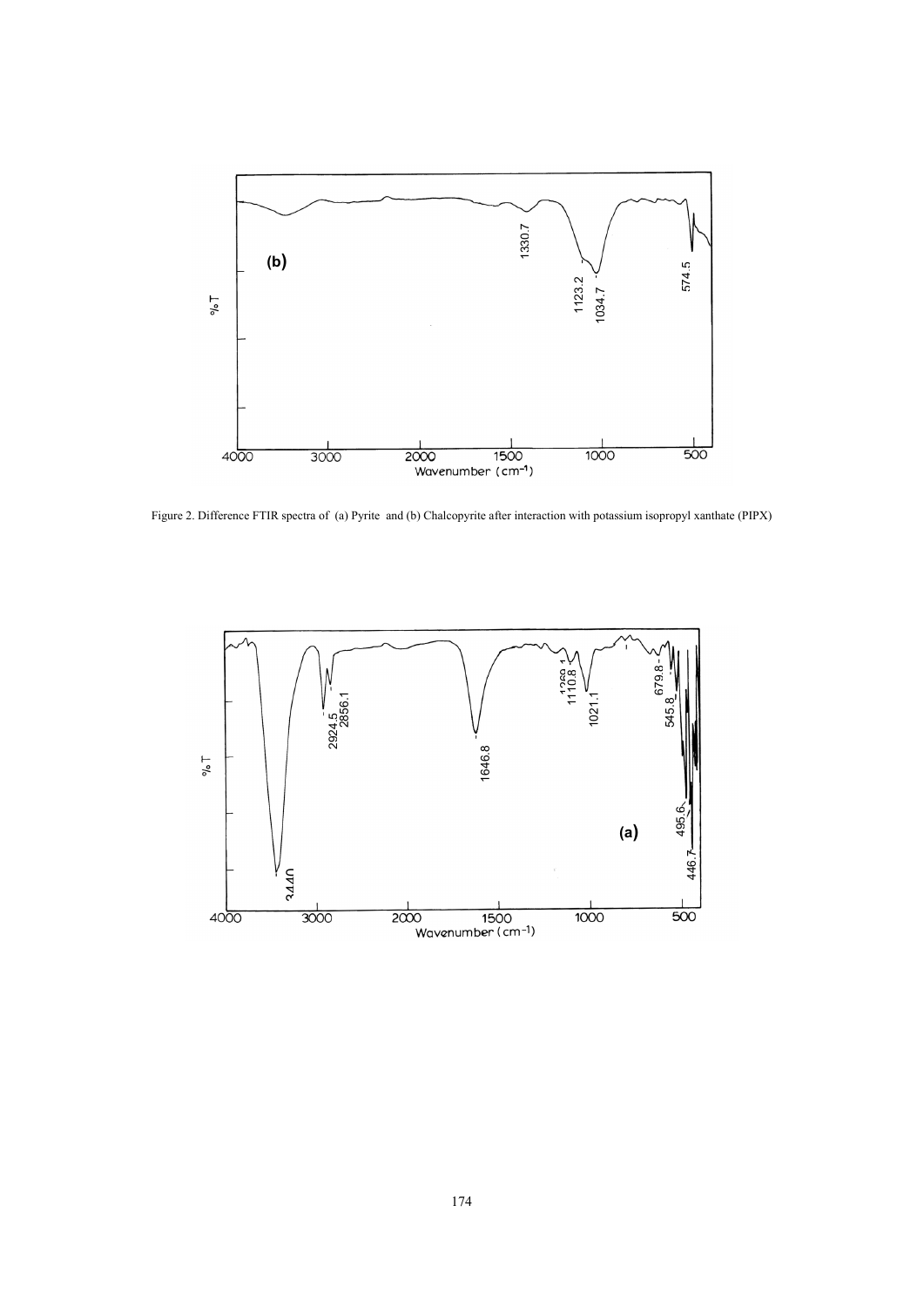Figure 2. Difference FTIR spectra of (a) Pyrite and (b) Chalcopyrite after interaction with potassium isopropyl xanthate (PIPX)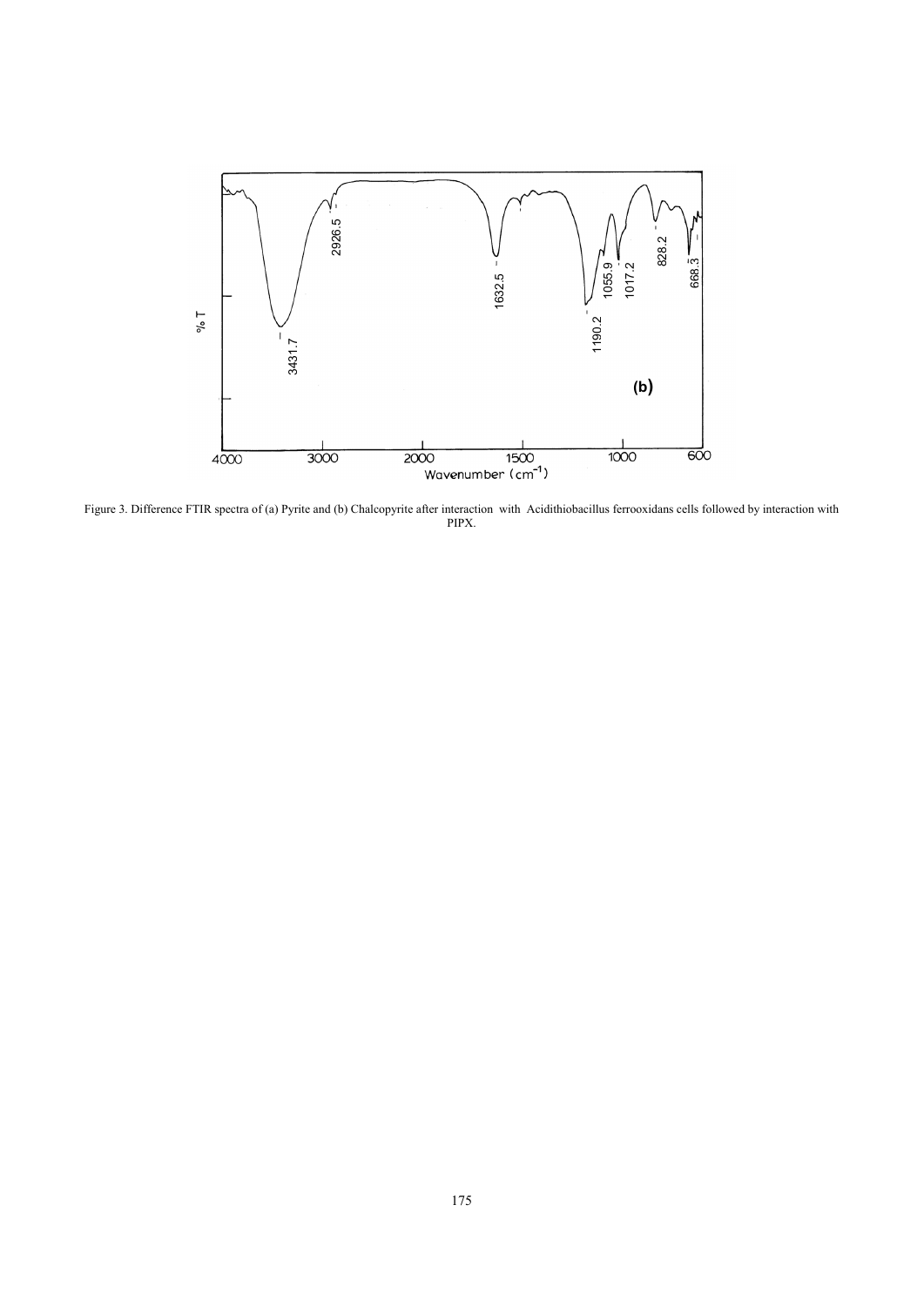% T

3431.7

2926.5

1632.5

1190.2

1055.9

1017.2

828.2

668.3

(b)

4000 3000 2000 1500 1000 600

Wavenumber ($cm^{-1}$)

Figure 3. Difference FTIR spectra of (a) Pyrite and (b) Chalcopyrite after interaction with Acidithiobacillus ferrooxidans cells followed by interaction with PIPX.